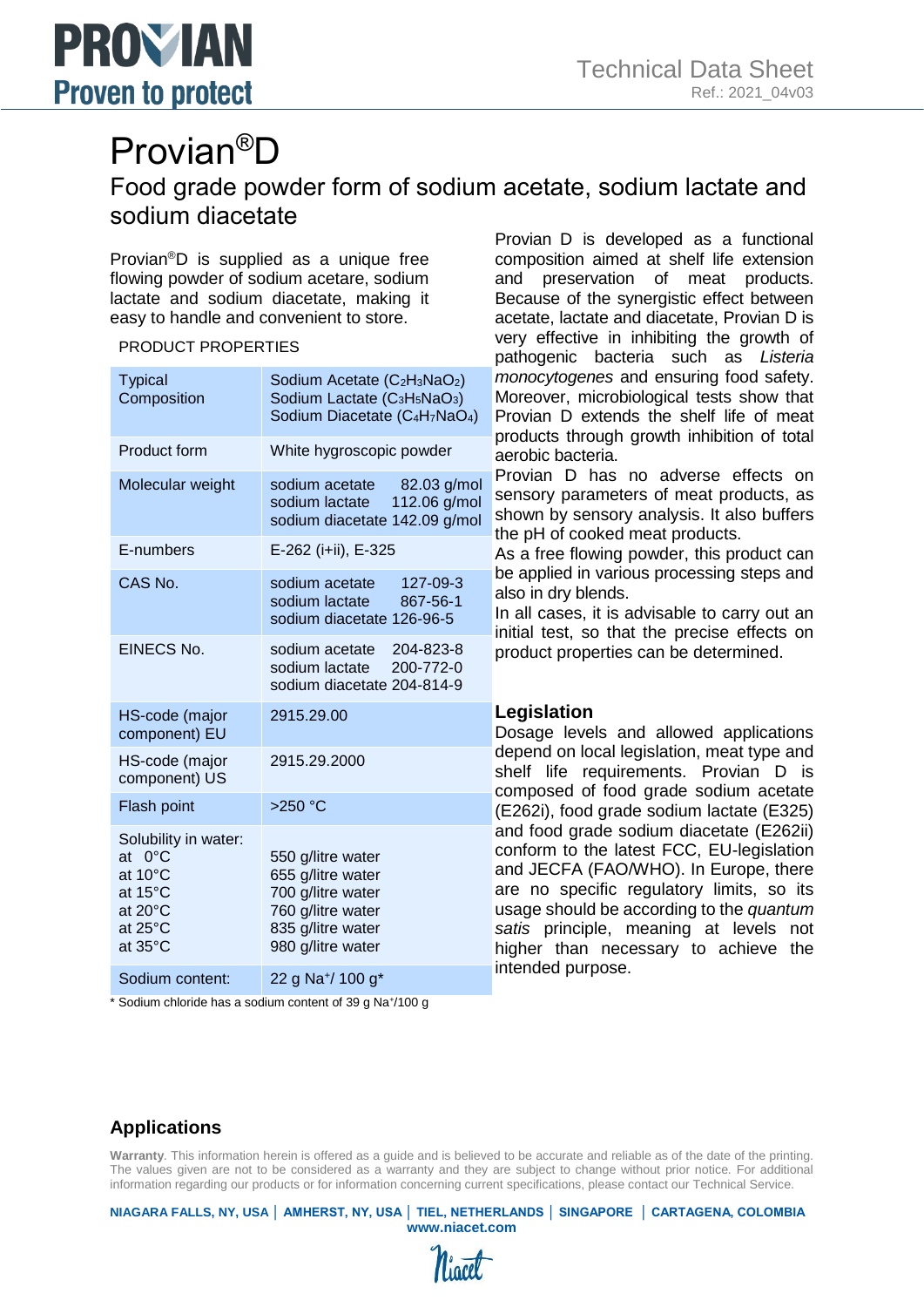# Provian®D

## Food grade powder form of sodium acetate, sodium lactate and sodium diacetate

Provian®D is supplied as a unique free flowing powder of sodium acetare, sodium lactate and sodium diacetate, making it easy to handle and convenient to store.

PRODUCT PROPERTIES

| | |
|---|---|
| Typical Composition | Sodium Acetate ($C_2H_3NaO_2$)<br>Sodium Lactate ($C_3H_5NaO_3$)<br>Sodium Diacetate ($C_4H_7NaO_4$) |
| Product form | White hygroscopic powder |
| Molecular weight | sodium acetate 82.03 g/mol<br>sodium lactate 112.06 g/mol<br>sodium diacetate 142.09 g/mol |
| E-numbers | E-262 (i+ii), E-325 |
| CAS No. | sodium acetate 127-09-3<br>sodium lactate 867-56-1<br>sodium diacetate 126-96-5 |
| EINECS No. | sodium acetate 204-823-8<br>sodium lactate 200-772-0<br>sodium diacetate 204-814-9 |
| HS-code (major component) EU | 2915.29.00 |
| HS-code (major component) US | 2915.29.2000 |
| Flash point | >250 °C |
| Solubility in water:<br>at 0°C<br>at 10°C<br>at 15°C<br>at 20°C<br>at 25°C<br>at 35°C | <br>550 g/litre water<br>655 g/litre water<br>700 g/litre water<br>760 g/litre water<br>835 g/litre water<br>980 g/litre water |
| Sodium content: | 22 g $Na^+$/ 100 g* |

\* Sodium chloride has a sodium content of 39 g $Na^+$/100 g

Provian D is developed as a functional composition aimed at shelf life extension and preservation of meat products. Because of the synergistic effect between acetate, lactate and diacetate, Provian D is very effective in inhibiting the growth of pathogenic bacteria such as *Listeria monocytogenes* and ensuring food safety. Moreover, microbiological tests show that Provian D extends the shelf life of meat products through growth inhibition of total aerobic bacteria.

Provian D has no adverse effects on sensory parameters of meat products, as shown by sensory analysis. It also buffers the pH of cooked meat products.

As a free flowing powder, this product can be applied in various processing steps and also in dry blends.

In all cases, it is advisable to carry out an initial test, so that the precise effects on product properties can be determined.

## Legislation

Dosage levels and allowed applications depend on local legislation, meat type and shelf life requirements. Provian D is composed of food grade sodium acetate (E262i), food grade sodium lactate (E325) and food grade sodium diacetate (E262ii) conform to the latest FCC, EU-legislation and JECFA (FAO/WHO). In Europe, there are no specific regulatory limits, so its usage should be according to the *quantum satis* principle, meaning at levels not higher than necessary to achieve the intended purpose.

## Applications

**Warranty**. This information herein is offered as a guide and is believed to be accurate and reliable as of the date of the printing. The values given are not to be considered as a warranty and they are subject to change without prior notice. For additional information regarding our products or for information concerning current specifications, please contact our Technical Service.

**NIAGARA FALLS, NY, USA | AMHERST, NY, USA | TIEL, NETHERLANDS | SINGAPORE | CARTAGENA, COLOMBIA**
**www.niacet.com**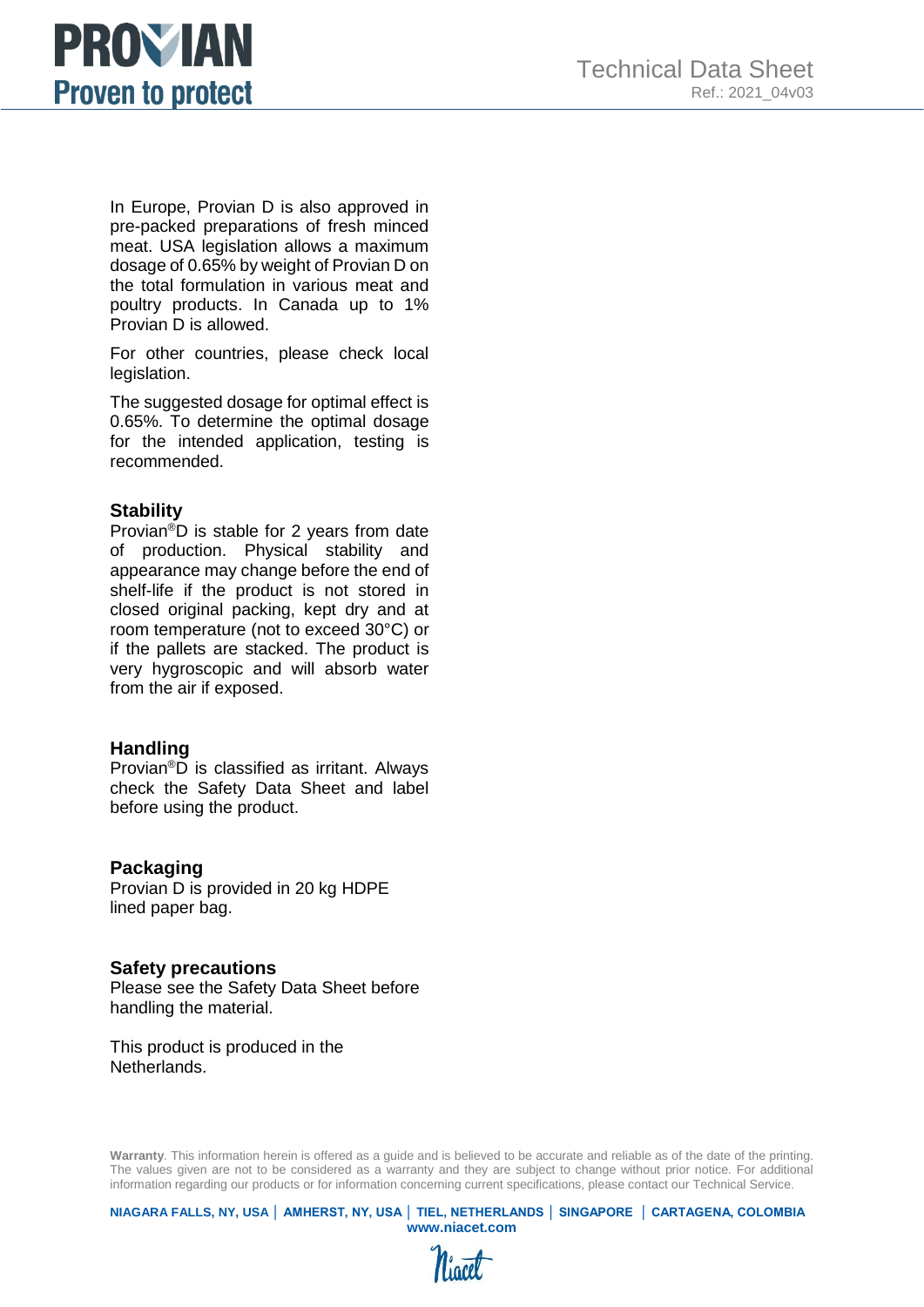In Europe, Provian D is also approved in pre-packed preparations of fresh minced meat. USA legislation allows a maximum dosage of 0.65% by weight of Provian D on the total formulation in various meat and poultry products. In Canada up to 1% Provian D is allowed.

For other countries, please check local legislation.

The suggested dosage for optimal effect is 0.65%. To determine the optimal dosage for the intended application, testing is recommended.

## Stability

Provian®D is stable for 2 years from date of production. Physical stability and appearance may change before the end of shelf-life if the product is not stored in closed original packing, kept dry and at room temperature (not to exceed 30°C) or if the pallets are stacked. The product is very hygroscopic and will absorb water from the air if exposed.

## Handling

Provian®D is classified as irritant. Always check the Safety Data Sheet and label before using the product.

## Packaging

Provian D is provided in 20 kg HDPE lined paper bag.

## Safety precautions

Please see the Safety Data Sheet before handling the material.

This product is produced in the Netherlands.

**Warranty**. This information herein is offered as a guide and is believed to be accurate and reliable as of the date of the printing. The values given are not to be considered as a warranty and they are subject to change without prior notice. For additional information regarding our products or for information concerning current specifications, please contact our Technical Service.

**NIAGARA FALLS, NY, USA | AMHERST, NY, USA | TIEL, NETHERLANDS | SINGAPORE | CARTAGENA, COLOMBIA**
**www.niacet.com**